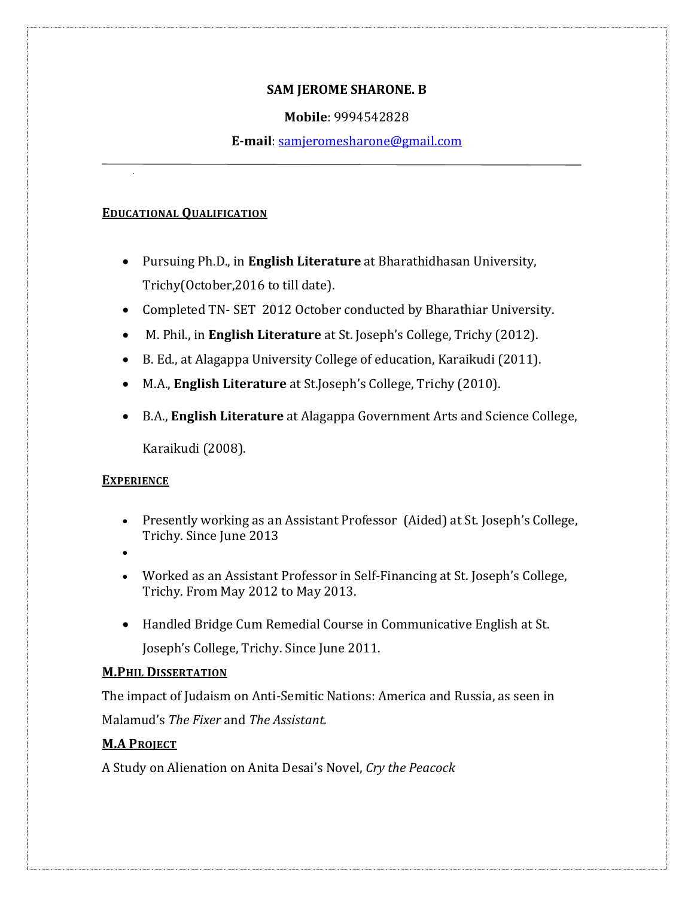**SAM JEROME SHARONE. B**

**Mobile**: 9994542828

**E-mail**: samjeromesharone@gmail.com

---

## EDUCATIONAL QUALIFICATION

- Pursuing Ph.D., in **English Literature** at Bharathidhasan University, Trichy(October,2016 to till date).
- Completed TN- SET 2012 October conducted by Bharathiar University.
- M. Phil., in **English Literature** at St. Joseph's College, Trichy (2012).
- B. Ed., at Alagappa University College of education, Karaikudi (2011).
- M.A., **English Literature** at St.Joseph's College, Trichy (2010).
- B.A., **English Literature** at Alagappa Government Arts and Science College, Karaikudi (2008).

## EXPERIENCE

- Presently working as an Assistant Professor (Aided) at St. Joseph's College, Trichy. Since June 2013
- Worked as an Assistant Professor in Self-Financing at St. Joseph's College, Trichy. From May 2012 to May 2013.
- Handled Bridge Cum Remedial Course in Communicative English at St. Joseph's College, Trichy. Since June 2011.

## M.PHIL DISSERTATION

The impact of Judaism on Anti-Semitic Nations: America and Russia, as seen in Malamud's *The Fixer* and *The Assistant.*

## M.A PROJECT

A Study on Alienation on Anita Desai's Novel, *Cry the Peacock*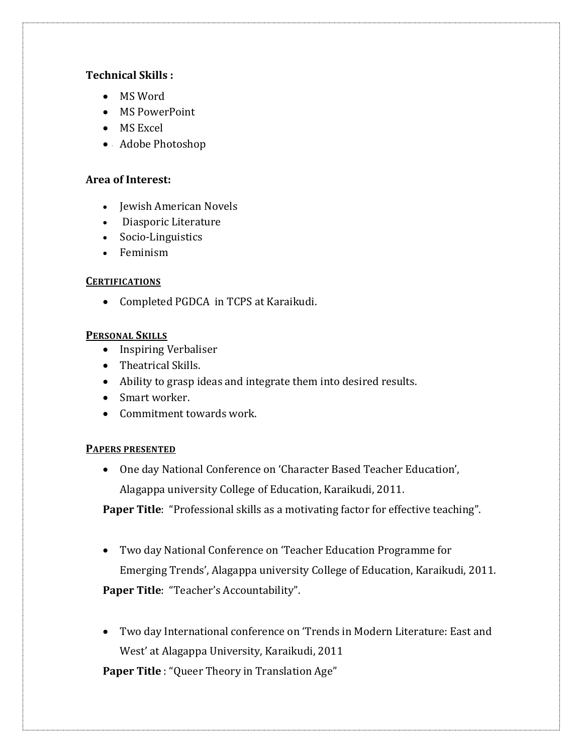**Technical Skills :**

- MS Word
- MS PowerPoint
- MS Excel
- Adobe Photoshop

**Area of Interest:**

- Jewish American Novels
- Diasporic Literature
- Socio-Linguistics
- Feminism

**CERTIFICATIONS**

- Completed PGDCA in TCPS at Karaikudi.

**PERSONAL SKILLS**

- Inspiring Verbaliser
- Theatrical Skills.
- Ability to grasp ideas and integrate them into desired results.
- Smart worker.
- Commitment towards work.

**PAPERS PRESENTED**

- One day National Conference on 'Character Based Teacher Education', Alagappa university College of Education, Karaikudi, 2011.

  **Paper Title**: "Professional skills as a motivating factor for effective teaching".

- Two day National Conference on 'Teacher Education Programme for Emerging Trends', Alagappa university College of Education, Karaikudi, 2011.

  **Paper Title**: "Teacher's Accountability".

- Two day International conference on 'Trends in Modern Literature: East and West' at Alagappa University, Karaikudi, 2011

  **Paper Title** : "Queer Theory in Translation Age"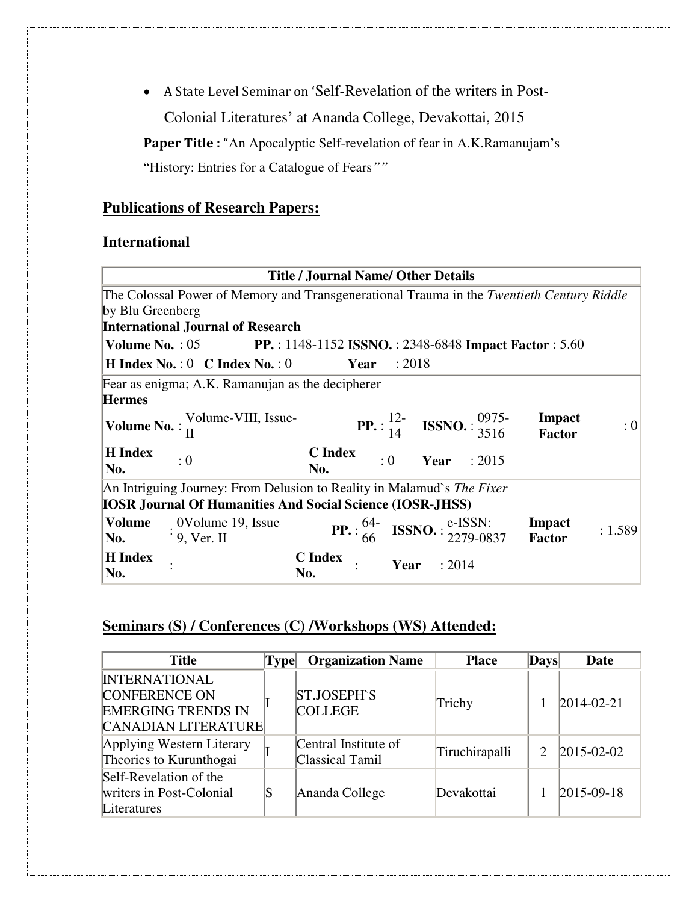- A State Level Seminar on 'Self-Revelation of the writers in Post-Colonial Literatures' at Ananda College, Devakottai, 2015

**Paper Title :** "An Apocalyptic Self-revelation of fear in A.K.Ramanujam's "History: Entries for a Catalogue of Fears""

## Publications of Research Papers:

### International

| Title / Journal Name/ Other Details |
|---|
| The Colossal Power of Memory and Transgenerational Trauma in the *Twentieth Century Riddle* by Blu Greenberg<br>**International Journal of Research**<br>**Volume No.** : 05 **PP.** : 1148-1152 **ISSNO.** : 2348-6848 **Impact Factor** : 5.60<br>**H Index No.** : 0 **C Index No.** : 0 **Year** : 2018 |
| Fear as enigma; A.K. Ramanujan as the decipherer<br>**Hermes**<br>**Volume No.** : Volume-VIII, Issue-II **PP.** : 12-14 **ISSNO.** : 0975-3516 **Impact Factor** : 0<br>**H Index No.** : 0 **C Index No.** : 0 **Year** : 2015 |
| An Intriguing Journey: From Delusion to Reality in Malamud`s *The Fixer*<br>**IOSR Journal Of Humanities And Social Science (IOSR-JHSS)**<br>**Volume No.** : 0Volume 19, Issue 9, Ver. II **PP.** : 64-66 **ISSNO.** : e-ISSN: 2279-0837 **Impact Factor** : 1.589<br>**H Index No.** : **C Index No.** : **Year** : 2014 |

## Seminars (S) / Conferences (C) /Workshops (WS) Attended:

| Title | Type | Organization Name | Place | Days | Date |
|---|---|---|---|---|---|
| INTERNATIONAL CONFERENCE ON EMERGING TRENDS IN CANADIAN LITERATURE | I | ST.JOSEPH`S COLLEGE | Trichy | 1 | 2014-02-21 |
| Applying Western Literary Theories to Kurunthogai | I | Central Institute of Classical Tamil | Tiruchirapalli | 2 | 2015-02-02 |
| Self-Revelation of the writers in Post-Colonial Literatures | S | Ananda College | Devakottai | 1 | 2015-09-18 |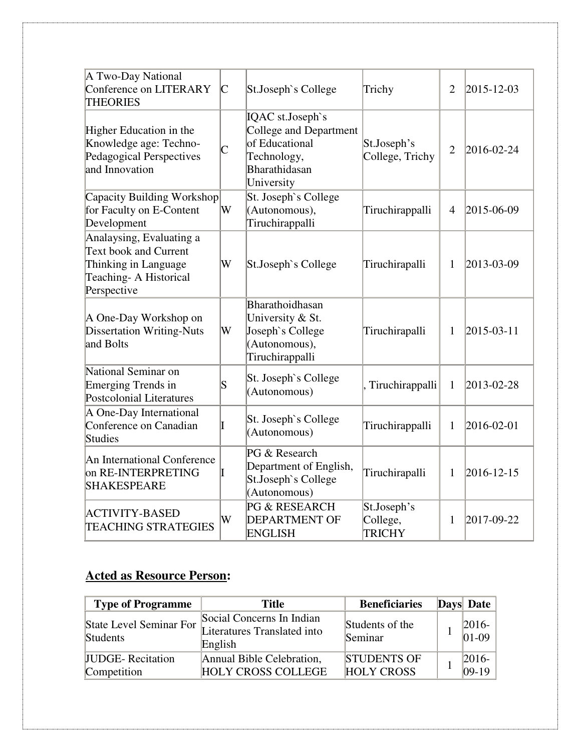| | | | | | |
|---|---|---|---|---|---|
| A Two-Day National Conference on LITERARY THEORIES | C | St.Joseph`s College | Trichy | 2 | 2015-12-03 |
| Higher Education in the Knowledge age: Techno-Pedagogical Perspectives and Innovation | C | IQAC st.Joseph`s College and Department of Educational Technology, Bharathidasan University | St.Joseph's College, Trichy | 2 | 2016-02-24 |
| Capacity Building Workshop for Faculty on E-Content Development | W | St. Joseph`s College (Autonomous), Tiruchirappalli | Tiruchirappalli | 4 | 2015-06-09 |
| Analaysing, Evaluating a Text book and Current Thinking in Language Teaching- A Historical Perspective | W | St.Joseph`s College | Tiruchirapalli | 1 | 2013-03-09 |
| A One-Day Workshop on Dissertation Writing-Nuts and Bolts | W | Bharathoidhasan University & St. Joseph`s College (Autonomous), Tiruchirappalli | Tiruchirapalli | 1 | 2015-03-11 |
| National Seminar on Emerging Trends in Postcolonial Literatures | S | St. Joseph`s College (Autonomous) | , Tiruchirappalli | 1 | 2013-02-28 |
| A One-Day International Conference on Canadian Studies | I | St. Joseph`s College (Autonomous) | Tiruchirappalli | 1 | 2016-02-01 |
| An International Conference on RE-INTERPRETING SHAKESPEARE | I | PG & Research Department of English, St.Joseph`s College (Autonomous) | Tiruchirapalli | 1 | 2016-12-15 |
| ACTIVITY-BASED TEACHING STRATEGIES | W | PG & RESEARCH DEPARTMENT OF ENGLISH | St.Joseph's College, TRICHY | 1 | 2017-09-22 |

## **Acted as Resource Person:**

| Type of Programme | Title | Beneficiaries | Days | Date |
|---|---|---|---|---|
| State Level Seminar For Students | Social Concerns In Indian Literatures Translated into English | Students of the Seminar | 1 | 2016-01-09 |
| JUDGE- Recitation Competition | Annual Bible Celebration, HOLY CROSS COLLEGE | STUDENTS OF HOLY CROSS | 1 | 2016-09-19 |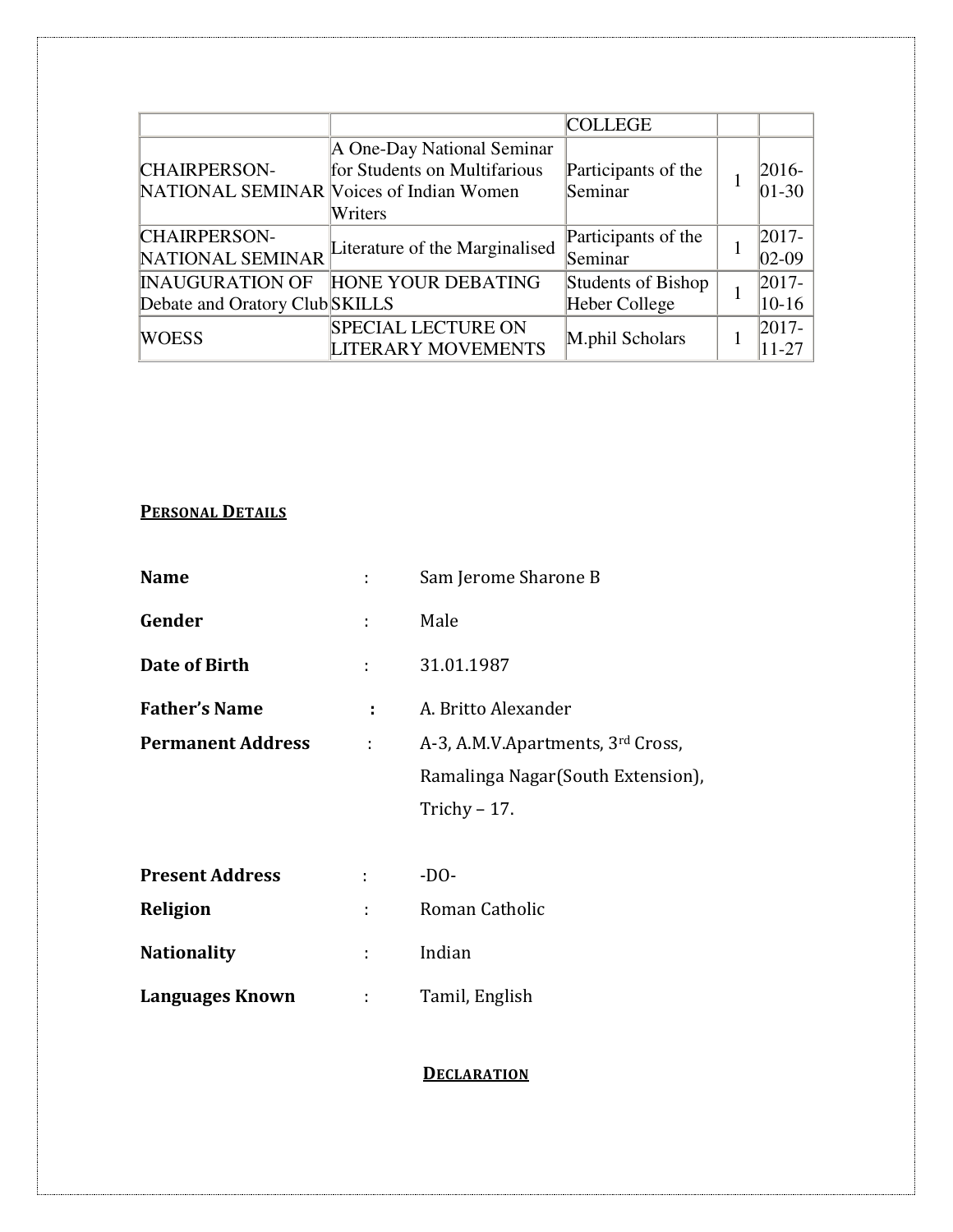| | | COLLEGE | | |
|---|---|---|---|---|
| CHAIRPERSON- NATIONAL SEMINAR | A One-Day National Seminar for Students on Multifarious Voices of Indian Women Writers | Participants of the Seminar | 1 | 2016-01-30 |
| CHAIRPERSON- NATIONAL SEMINAR | Literature of the Marginalised | Participants of the Seminar | 1 | 2017-02-09 |
| INAUGURATION OF Debate and Oratory Club | HONE YOUR DEBATING SKILLS | Students of Bishop Heber College | 1 | 2017-10-16 |
| WOESS | SPECIAL LECTURE ON LITERARY MOVEMENTS | M.phil Scholars | 1 | 2017-11-27 |

**PERSONAL DETAILS**

**Name** : Sam Jerome Sharone B

**Gender** : Male

**Date of Birth** : 31.01.1987

**Father's Name** : A. Britto Alexander

**Permanent Address** : A-3, A.M.V.Apartments, 3rd Cross,
Ramalinga Nagar(South Extension),
Trichy – 17.

**Present Address** : -DO-

**Religion** : Roman Catholic

**Nationality** : Indian

**Languages Known** : Tamil, English

**DECLARATION**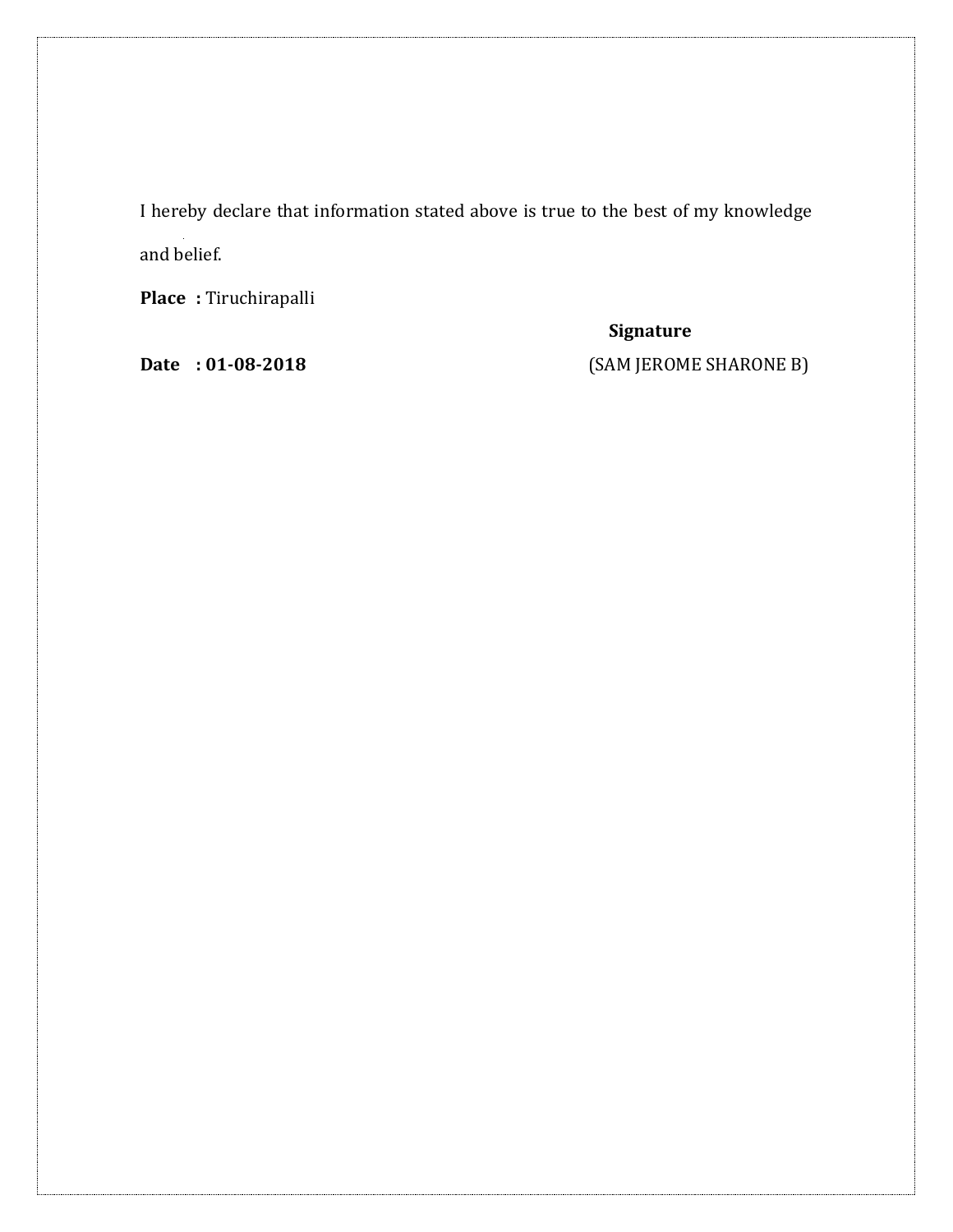I hereby declare that information stated above is true to the best of my knowledge and belief.

**Place :** Tiruchirapalli

**Signature**

**Date : 01-08-2018** (SAM JEROME SHARONE B)